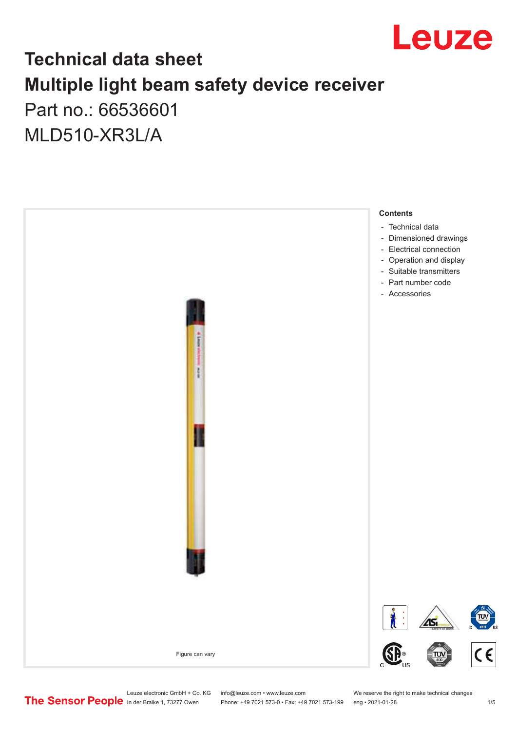# Technical data sheet

# Multiple light beam safety device receiver

## Part no.: 66536601

## MLD510-XR3L/A

Figure can vary

**Contents**

- Technical data
- Dimensioned drawings
- Electrical connection
- Operation and display
- Suitable transmitters
- Part number code
- Accessories

Leuze electronic GmbH + Co. KG
In der Braike 1, 73277 Owen

info@leuze.com • www.leuze.com
Phone: +49 7021 573-0 • Fax: +49 7021 573-199

We reserve the right to make technical changes
eng • 2021-01-28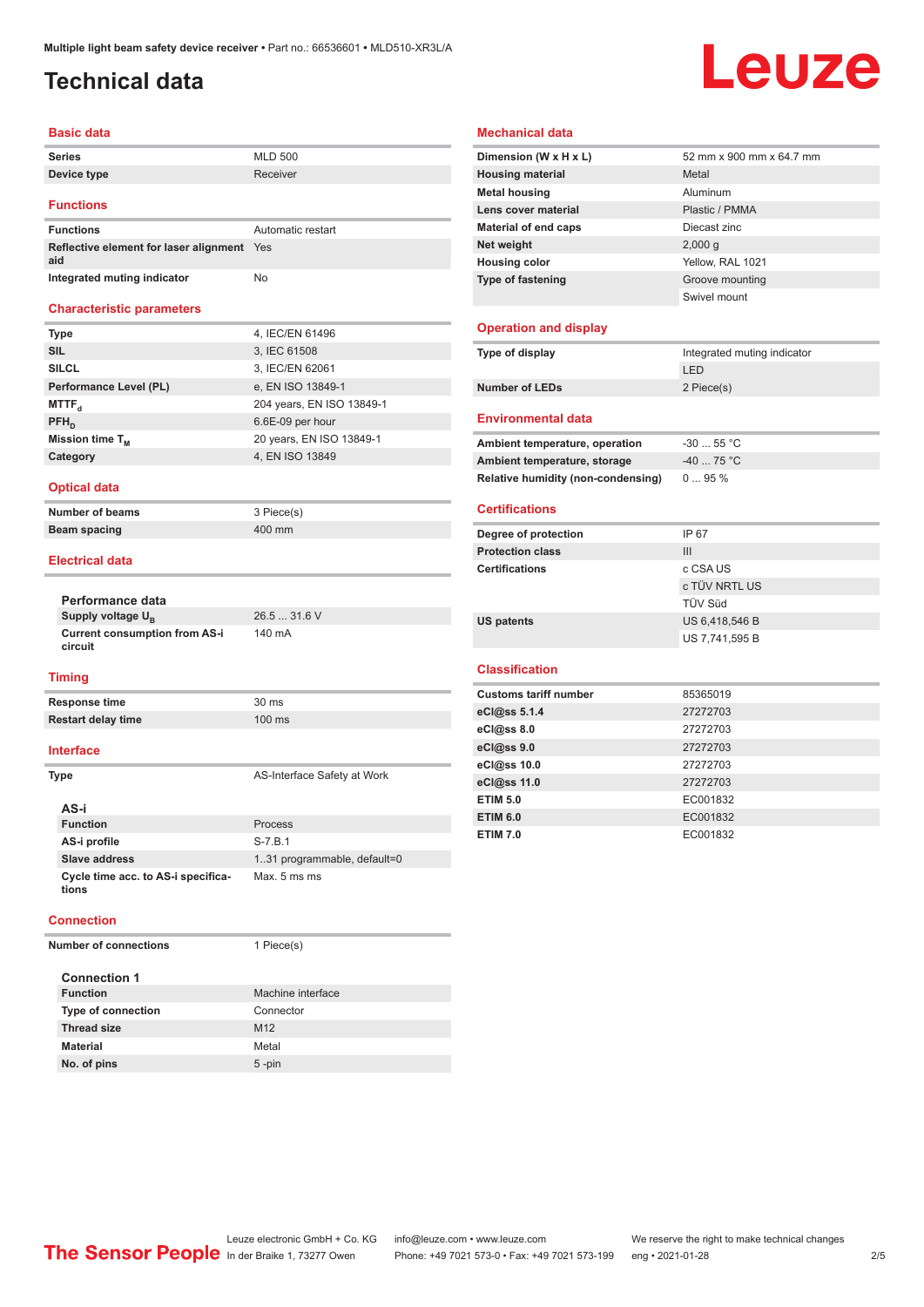Multiple light beam safety device receiver • Part no.: 66536601 • MLD510-XR3L/A

# Technical data

## Basic data

| | |
|---|---|
| Series | MLD 500 |
| Device type | Receiver |

## Functions

| | |
|---|---|
| Functions | Automatic restart |
| Reflective element for laser alignment aid | Yes |
| Integrated muting indicator | No |

## Characteristic parameters

| | |
|---|---|
| Type | 4, IEC/EN 61496 |
| SIL | 3, IEC 61508 |
| SILCL | 3, IEC/EN 62061 |
| Performance Level (PL) | e, EN ISO 13849-1 |
| $MTTF_d$ | 204 years, EN ISO 13849-1 |
| $PFH_D$ | 6.6E-09 per hour |
| Mission time $T_M$ | 20 years, EN ISO 13849-1 |
| Category | 4, EN ISO 13849 |

## Optical data

| | |
|---|---|
| Number of beams | 3 Piece(s) |
| Beam spacing | 400 mm |

## Electrical data

**Performance data**

| | |
|---|---|
| Supply voltage $U_B$ | 26.5 ... 31.6 V |
| Current consumption from AS-i circuit | 140 mA |

## Timing

| | |
|---|---|
| Response time | 30 ms |
| Restart delay time | 100 ms |

## Interface

| | |
|---|---|
| Type | AS-Interface Safety at Work |

**AS-i**

| | |
|---|---|
| Function | Process |
| AS-i profile | S-7.B.1 |
| Slave address | 1..31 programmable, default=0 |
| Cycle time acc. to AS-i specifications | Max. 5 ms ms |

## Connection

| | |
|---|---|
| Number of connections | 1 Piece(s) |

**Connection 1**

| | |
|---|---|
| Function | Machine interface |
| Type of connection | Connector |
| Thread size | M12 |
| Material | Metal |
| No. of pins | 5 -pin |

## Mechanical data

| | |
|---|---|
| Dimension (W x H x L) | 52 mm x 900 mm x 64.7 mm |
| Housing material | Metal |
| Metal housing | Aluminum |
| Lens cover material | Plastic / PMMA |
| Material of end caps | Diecast zinc |
| Net weight | 2,000 g |
| Housing color | Yellow, RAL 1021 |
| Type of fastening | Groove mounting |
| | Swivel mount |

## Operation and display

| | |
|---|---|
| Type of display | Integrated muting indicator |
| | LED |
| Number of LEDs | 2 Piece(s) |

## Environmental data

| | |
|---|---|
| Ambient temperature, operation | -30 ... 55 °C |
| Ambient temperature, storage | -40 ... 75 °C |
| Relative humidity (non-condensing) | 0 ... 95 % |

## Certifications

| | |
|---|---|
| Degree of protection | IP 67 |
| Protection class | III |
| Certifications | c CSA US |
| | c TÜV NRTL US |
| | TÜV Süd |
| US patents | US 6,418,546 B |
| | US 7,741,595 B |

## Classification

| | |
|---|---|
| Customs tariff number | 85365019 |
| eCl@ss 5.1.4 | 27272703 |
| eCl@ss 8.0 | 27272703 |
| eCl@ss 9.0 | 27272703 |
| eCl@ss 10.0 | 27272703 |
| eCl@ss 11.0 | 27272703 |
| ETIM 5.0 | EC001832 |
| ETIM 6.0 | EC001832 |
| ETIM 7.0 | EC001832 |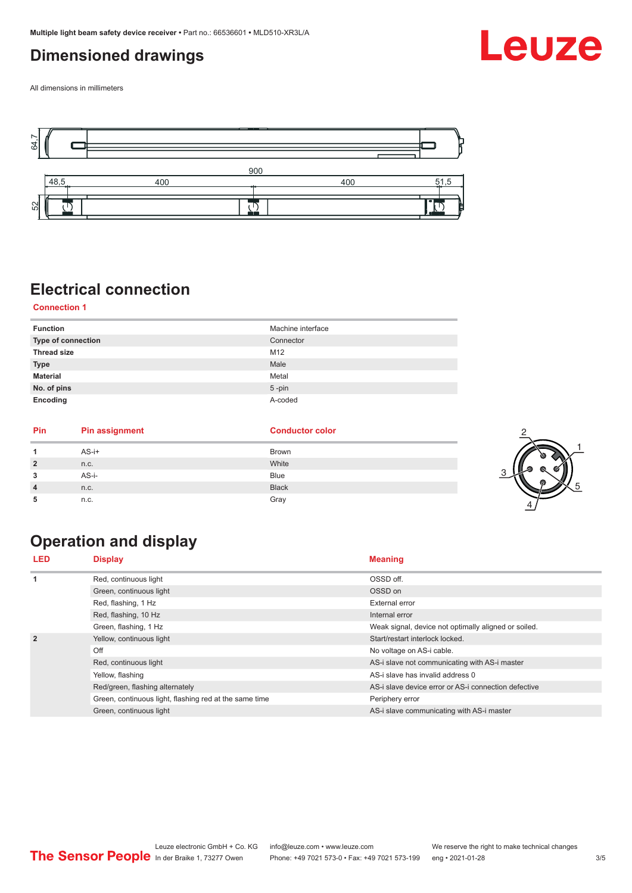# Dimensioned drawings

All dimensions in millimeters

# Electrical connection

## Connection 1

| Function | Machine interface |
|---|---|
| Type of connection | Connector |
| Thread size | M12 |
| Type | Male |
| Material | Metal |
| No. of pins | 5 -pin |
| Encoding | A-coded |

| Pin | Pin assignment | Conductor color |
|---|---|---|
| 1 | AS-i+ | Brown |
| 2 | n.c. | White |
| 3 | AS-i- | Blue |
| 4 | n.c. | Black |
| 5 | n.c. | Gray |

# Operation and display

| LED | Display | Meaning |
|---|---|---|
| 1 | Red, continuous light | OSSD off. |
| | Green, continuous light | OSSD on |
| | Red, flashing, 1 Hz | External error |
| | Red, flashing, 10 Hz | Internal error |
| | Green, flashing, 1 Hz | Weak signal, device not optimally aligned or soiled. |
| 2 | Yellow, continuous light | Start/restart interlock locked. |
| | Off | No voltage on AS-i cable. |
| | Red, continuous light | AS-i slave not communicating with AS-i master |
| | Yellow, flashing | AS-i slave has invalid address 0 |
| | Red/green, flashing alternately | AS-i slave device error or AS-i connection defective |
| | Green, continuous light, flashing red at the same time | Periphery error |
| | Green, continuous light | AS-i slave communicating with AS-i master |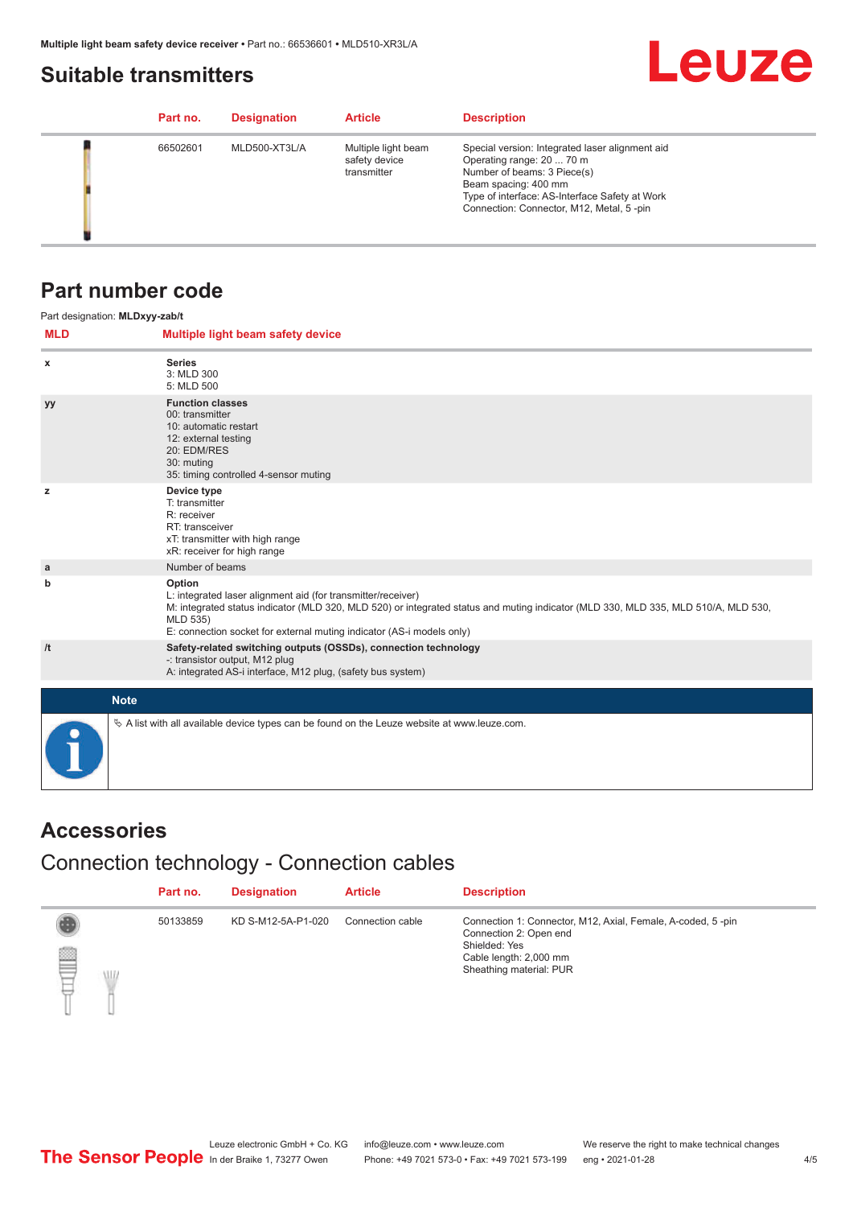## Suitable transmitters

| Part no. | Designation | Article | Description |
| --- | --- | --- | --- |
| 66502601 | MLD500-XT3L/A | Multiple light beam safety device transmitter | Special version: Integrated laser alignment aid<br>Operating range: 20 ... 70 m<br>Number of beams: 3 Piece(s)<br>Beam spacing: 400 mm<br>Type of interface: AS-Interface Safety at Work<br>Connection: Connector, M12, Metal, 5 -pin |

## Part number code

Part designation: **MLDxyy-zab/t**

| MLD | Multiple light beam safety device |
| --- | --- |
| x | **Series**<br>3: MLD 300<br>5: MLD 500 |
| yy | **Function classes**<br>00: transmitter<br>10: automatic restart<br>12: external testing<br>20: EDM/RES<br>30: muting<br>35: timing controlled 4-sensor muting |
| z | **Device type**<br>T: transmitter<br>R: receiver<br>RT: transceiver<br>xT: transmitter with high range<br>xR: receiver for high range |
| a | Number of beams |
| b | **Option**<br>L: integrated laser alignment aid (for transmitter/receiver)<br>M: integrated status indicator (MLD 320, MLD 520) or integrated status and muting indicator (MLD 330, MLD 335, MLD 510/A, MLD 530, MLD 535)<br>E: connection socket for external muting indicator (AS-i models only) |
| /t | **Safety-related switching outputs (OSSDs), connection technology**<br>-: transistor output, M12 plug<br>A: integrated AS-i interface, M12 plug, (safety bus system) |

**Note**

🔖 A list with all available device types can be found on the Leuze website at www.leuze.com.

## Accessories

### Connection technology - Connection cables

| Part no. | Designation | Article | Description |
| --- | --- | --- | --- |
| 50133859 | KD S-M12-5A-P1-020 | Connection cable | Connection 1: Connector, M12, Axial, Female, A-coded, 5 -pin<br>Connection 2: Open end<br>Shielded: Yes<br>Cable length: 2,000 mm<br>Sheathing material: PUR |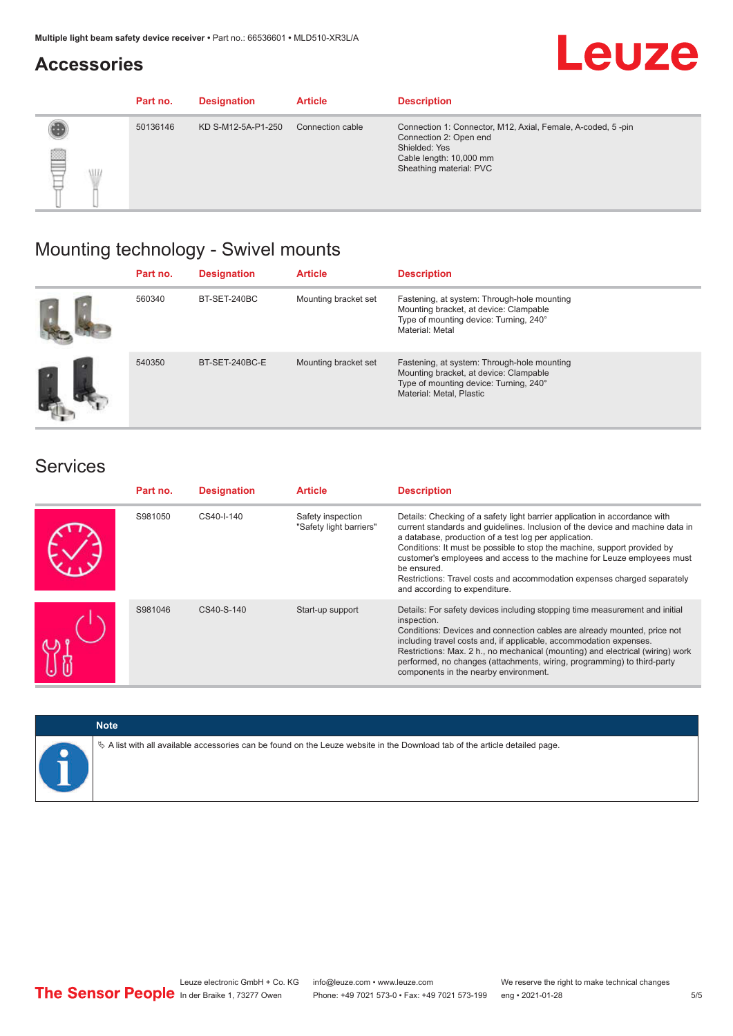## Accessories

| | Part no. | Designation | Article | Description |
|---|---|---|---|---|
| | 50136146 | KD S-M12-5A-P1-250 | Connection cable | Connection 1: Connector, M12, Axial, Female, A-coded, 5 -pin<br>Connection 2: Open end<br>Shielded: Yes<br>Cable length: 10,000 mm<br>Sheathing material: PVC |

## Mounting technology - Swivel mounts

| | Part no. | Designation | Article | Description |
|---|---|---|---|---|
| | 560340 | BT-SET-240BC | Mounting bracket set | Fastening, at system: Through-hole mounting<br>Mounting bracket, at device: Clampable<br>Type of mounting device: Turning, 240°<br>Material: Metal |
| | 540350 | BT-SET-240BC-E | Mounting bracket set | Fastening, at system: Through-hole mounting<br>Mounting bracket, at device: Clampable<br>Type of mounting device: Turning, 240°<br>Material: Metal, Plastic |

## Services

| | Part no. | Designation | Article | Description |
|---|---|---|---|---|
| | S981050 | CS40-I-140 | Safety inspection "Safety light barriers" | Details: Checking of a safety light barrier application in accordance with current standards and guidelines. Inclusion of the device and machine data in a database, production of a test log per application.<br>Conditions: It must be possible to stop the machine, support provided by customer's employees and access to the machine for Leuze employees must be ensured.<br>Restrictions: Travel costs and accommodation expenses charged separately and according to expenditure. |
| | S981046 | CS40-S-140 | Start-up support | Details: For safety devices including stopping time measurement and initial inspection.<br>Conditions: Devices and connection cables are already mounted, price not including travel costs and, if applicable, accommodation expenses.<br>Restrictions: Max. 2 h., no mechanical (mounting) and electrical (wiring) work performed, no changes (attachments, wiring, programming) to third-party components in the nearby environment. |

**Note**

A list with all available accessories can be found on the Leuze website in the Download tab of the article detailed page.